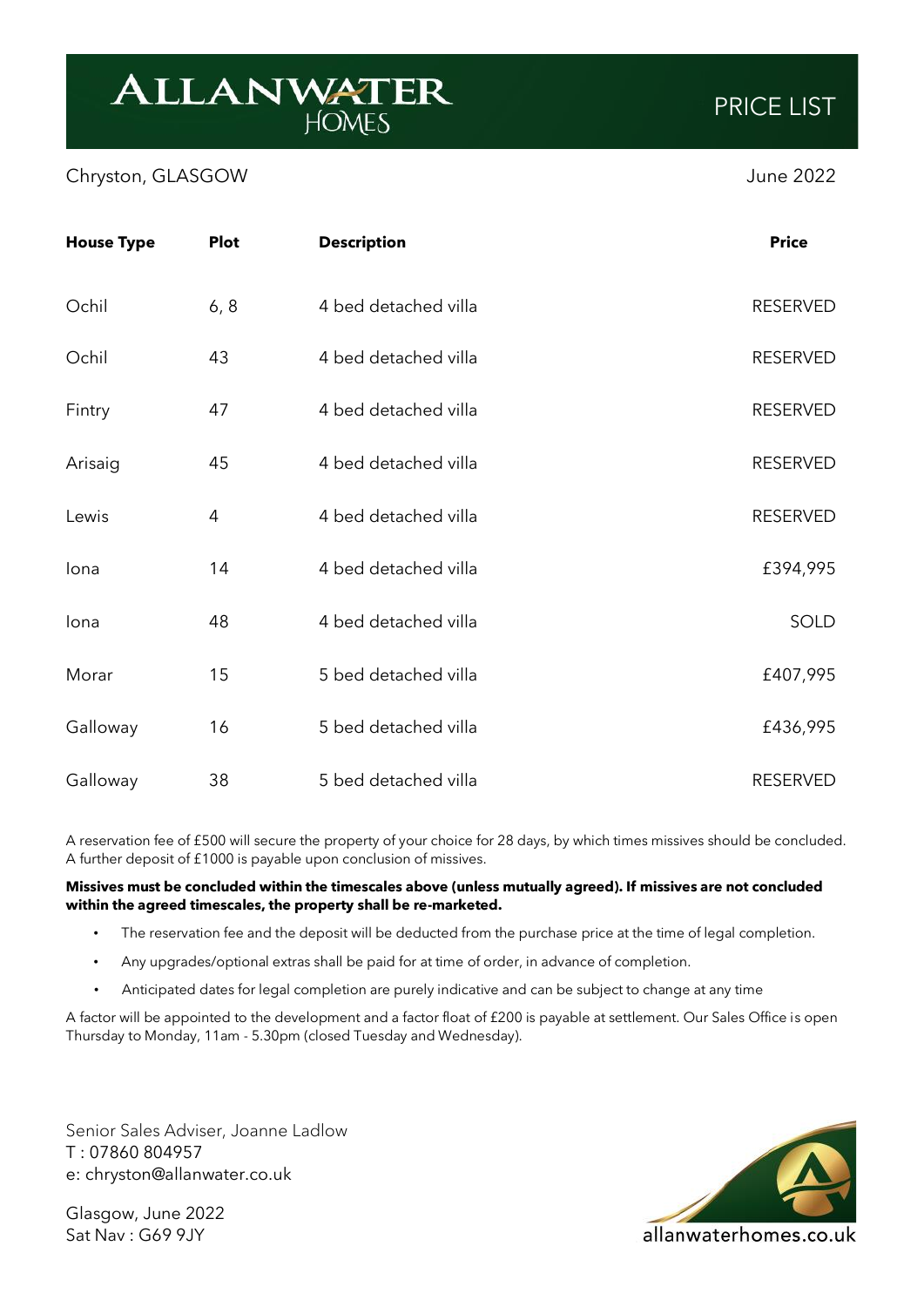# ALLANWATER HOMES

## PRICE LIST

Chryston, GLASGOW

June 2022

| House Type | Plot | Description | Price |
|---|---|---|---|
| Ochil | 6, 8 | 4 bed detached villa | RESERVED |
| Ochil | 43 | 4 bed detached villa | RESERVED |
| Fintry | 47 | 4 bed detached villa | RESERVED |
| Arisaig | 45 | 4 bed detached villa | RESERVED |
| Lewis | 4 | 4 bed detached villa | RESERVED |
| Iona | 14 | 4 bed detached villa | £394,995 |
| Iona | 48 | 4 bed detached villa | SOLD |
| Morar | 15 | 5 bed detached villa | £407,995 |
| Galloway | 16 | 5 bed detached villa | £436,995 |
| Galloway | 38 | 5 bed detached villa | RESERVED |

A reservation fee of £500 will secure the property of your choice for 28 days, by which times missives should be concluded. A further deposit of £1000 is payable upon conclusion of missives.

**Missives must be concluded within the timescales above (unless mutually agreed). If missives are not concluded within the agreed timescales, the property shall be re-marketed.**

- The reservation fee and the deposit will be deducted from the purchase price at the time of legal completion.
- Any upgrades/optional extras shall be paid for at time of order, in advance of completion.
- Anticipated dates for legal completion are purely indicative and can be subject to change at any time

A factor will be appointed to the development and a factor float of £200 is payable at settlement. Our Sales Office is open Thursday to Monday, 11am - 5.30pm (closed Tuesday and Wednesday).

Senior Sales Adviser, Joanne Ladlow
T : 07860 804957
e: chryston@allanwater.co.uk

Glasgow, June 2022
Sat Nav : G69 9JY

allanwaterhomes.co.uk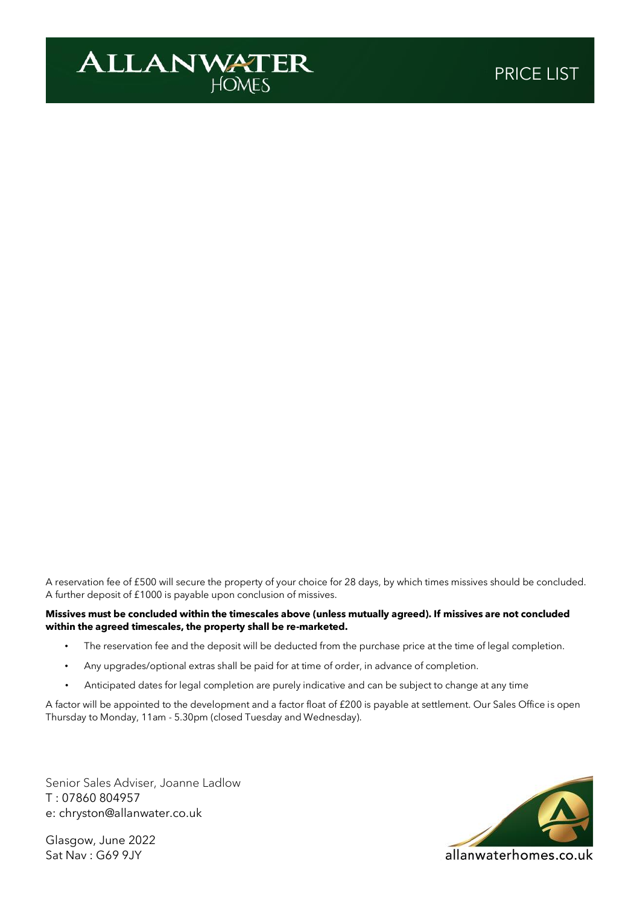# ALLANWATER HOMES

PRICE LIST

A reservation fee of £500 will secure the property of your choice for 28 days, by which times missives should be concluded. A further deposit of £1000 is payable upon conclusion of missives.

**Missives must be concluded within the timescales above (unless mutually agreed). If missives are not concluded within the agreed timescales, the property shall be re-marketed.**

- The reservation fee and the deposit will be deducted from the purchase price at the time of legal completion.
- Any upgrades/optional extras shall be paid for at time of order, in advance of completion.
- Anticipated dates for legal completion are purely indicative and can be subject to change at any time

A factor will be appointed to the development and a factor float of £200 is payable at settlement. Our Sales Office is open Thursday to Monday, 11am - 5.30pm (closed Tuesday and Wednesday).

Senior Sales Adviser, Joanne Ladlow
T : 07860 804957
e: chryston@allanwater.co.uk

Glasgow, June 2022
Sat Nav : G69 9JY

allanwaterhomes.co.uk